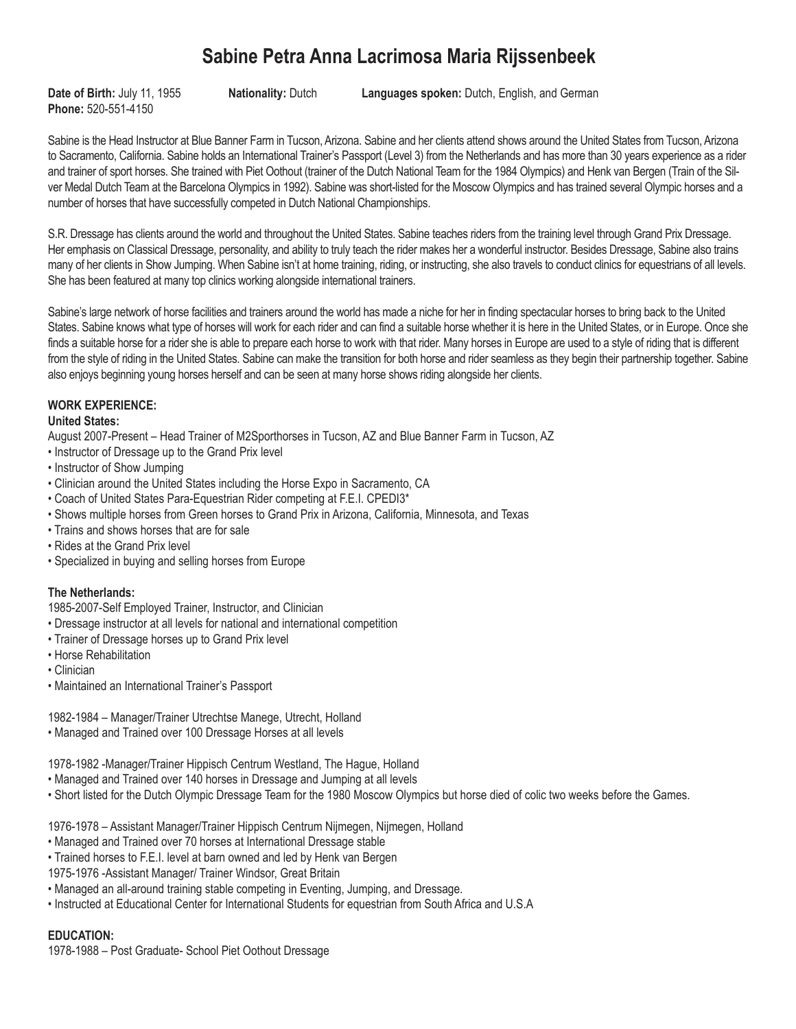# Sabine Petra Anna Lacrimosa Maria Rijssenbeek

**Date of Birth:** July 11, 1955 **Nationality:** Dutch **Languages spoken:** Dutch, English, and German
**Phone:** 520-551-4150

Sabine is the Head Instructor at Blue Banner Farm in Tucson, Arizona. Sabine and her clients attend shows around the United States from Tucson, Arizona to Sacramento, California. Sabine holds an International Trainer's Passport (Level 3) from the Netherlands and has more than 30 years experience as a rider and trainer of sport horses. She trained with Piet Oothout (trainer of the Dutch National Team for the 1984 Olympics) and Henk van Bergen (Train of the Silver Medal Dutch Team at the Barcelona Olympics in 1992). Sabine was short-listed for the Moscow Olympics and has trained several Olympic horses and a number of horses that have successfully competed in Dutch National Championships.

S.R. Dressage has clients around the world and throughout the United States. Sabine teaches riders from the training level through Grand Prix Dressage. Her emphasis on Classical Dressage, personality, and ability to truly teach the rider makes her a wonderful instructor. Besides Dressage, Sabine also trains many of her clients in Show Jumping. When Sabine isn't at home training, riding, or instructing, she also travels to conduct clinics for equestrians of all levels. She has been featured at many top clinics working alongside international trainers.

Sabine's large network of horse facilities and trainers around the world has made a niche for her in finding spectacular horses to bring back to the United States. Sabine knows what type of horses will work for each rider and can find a suitable horse whether it is here in the United States, or in Europe. Once she finds a suitable horse for a rider she is able to prepare each horse to work with that rider. Many horses in Europe are used to a style of riding that is different from the style of riding in the United States. Sabine can make the transition for both horse and rider seamless as they begin their partnership together. Sabine also enjoys beginning young horses herself and can be seen at many horse shows riding alongside her clients.

**WORK EXPERIENCE:**

**United States:**

August 2007-Present – Head Trainer of M2Sporthorses in Tucson, AZ and Blue Banner Farm in Tucson, AZ

- Instructor of Dressage up to the Grand Prix level
- Instructor of Show Jumping
- Clinician around the United States including the Horse Expo in Sacramento, CA
- Coach of United States Para-Equestrian Rider competing at F.E.I. CPEDI3*
- Shows multiple horses from Green horses to Grand Prix in Arizona, California, Minnesota, and Texas
- Trains and shows horses that are for sale
- Rides at the Grand Prix level
- Specialized in buying and selling horses from Europe

**The Netherlands:**

1985-2007-Self Employed Trainer, Instructor, and Clinician

- Dressage instructor at all levels for national and international competition
- Trainer of Dressage horses up to Grand Prix level
- Horse Rehabilitation
- Clinician
- Maintained an International Trainer's Passport

1982-1984 – Manager/Trainer Utrechtse Manege, Utrecht, Holland

- Managed and Trained over 100 Dressage Horses at all levels

1978-1982 -Manager/Trainer Hippisch Centrum Westland, The Hague, Holland

- Managed and Trained over 140 horses in Dressage and Jumping at all levels
- Short listed for the Dutch Olympic Dressage Team for the 1980 Moscow Olympics but horse died of colic two weeks before the Games.

1976-1978 – Assistant Manager/Trainer Hippisch Centrum Nijmegen, Nijmegen, Holland

- Managed and Trained over 70 horses at International Dressage stable
- Trained horses to F.E.I. level at barn owned and led by Henk van Bergen

1975-1976 -Assistant Manager/ Trainer Windsor, Great Britain

- Managed an all-around training stable competing in Eventing, Jumping, and Dressage.
- Instructed at Educational Center for International Students for equestrian from South Africa and U.S.A

**EDUCATION:**

1978-1988 – Post Graduate- School Piet Oothout Dressage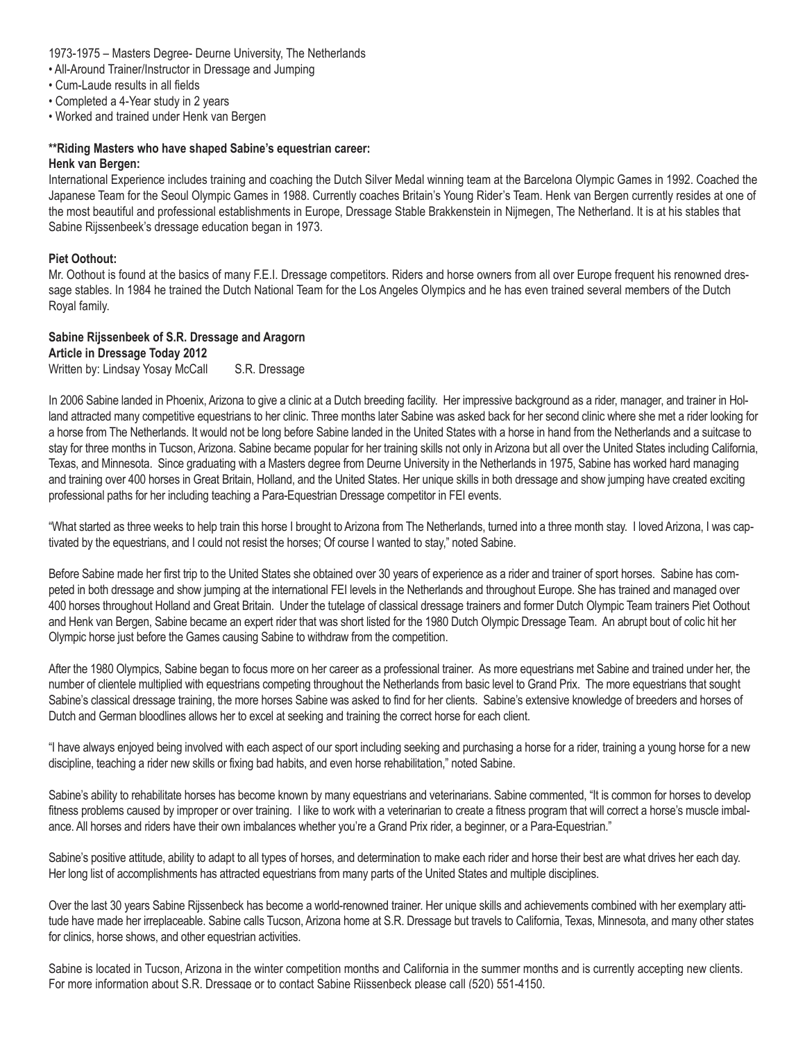1973-1975 – Masters Degree- Deurne University, The Netherlands

- All-Around Trainer/Instructor in Dressage and Jumping
- Cum-Laude results in all fields
- Completed a 4-Year study in 2 years
- Worked and trained under Henk van Bergen

**\*\*Riding Masters who have shaped Sabine's equestrian career:**

**Henk van Bergen:**

International Experience includes training and coaching the Dutch Silver Medal winning team at the Barcelona Olympic Games in 1992. Coached the Japanese Team for the Seoul Olympic Games in 1988. Currently coaches Britain's Young Rider's Team. Henk van Bergen currently resides at one of the most beautiful and professional establishments in Europe, Dressage Stable Brakkenstein in Nijmegen, The Netherland. It is at his stables that Sabine Rijssenbeek's dressage education began in 1973.

**Piet Oothout:**

Mr. Oothout is found at the basics of many F.E.I. Dressage competitors. Riders and horse owners from all over Europe frequent his renowned dressage stables. In 1984 he trained the Dutch National Team for the Los Angeles Olympics and he has even trained several members of the Dutch Royal family.

**Sabine Rijssenbeek of S.R. Dressage and Aragorn**
**Article in Dressage Today 2012**
Written by: Lindsay Yosay McCall S.R. Dressage

In 2006 Sabine landed in Phoenix, Arizona to give a clinic at a Dutch breeding facility. Her impressive background as a rider, manager, and trainer in Holland attracted many competitive equestrians to her clinic. Three months later Sabine was asked back for her second clinic where she met a rider looking for a horse from The Netherlands. It would not be long before Sabine landed in the United States with a horse in hand from the Netherlands and a suitcase to stay for three months in Tucson, Arizona. Sabine became popular for her training skills not only in Arizona but all over the United States including California, Texas, and Minnesota. Since graduating with a Masters degree from Deurne University in the Netherlands in 1975, Sabine has worked hard managing and training over 400 horses in Great Britain, Holland, and the United States. Her unique skills in both dressage and show jumping have created exciting professional paths for her including teaching a Para-Equestrian Dressage competitor in FEI events.

"What started as three weeks to help train this horse I brought to Arizona from The Netherlands, turned into a three month stay. I loved Arizona, I was captivated by the equestrians, and I could not resist the horses; Of course I wanted to stay," noted Sabine.

Before Sabine made her first trip to the United States she obtained over 30 years of experience as a rider and trainer of sport horses. Sabine has competed in both dressage and show jumping at the international FEI levels in the Netherlands and throughout Europe. She has trained and managed over 400 horses throughout Holland and Great Britain. Under the tutelage of classical dressage trainers and former Dutch Olympic Team trainers Piet Oothout and Henk van Bergen, Sabine became an expert rider that was short listed for the 1980 Dutch Olympic Dressage Team. An abrupt bout of colic hit her Olympic horse just before the Games causing Sabine to withdraw from the competition.

After the 1980 Olympics, Sabine began to focus more on her career as a professional trainer. As more equestrians met Sabine and trained under her, the number of clientele multiplied with equestrians competing throughout the Netherlands from basic level to Grand Prix. The more equestrians that sought Sabine's classical dressage training, the more horses Sabine was asked to find for her clients. Sabine's extensive knowledge of breeders and horses of Dutch and German bloodlines allows her to excel at seeking and training the correct horse for each client.

"I have always enjoyed being involved with each aspect of our sport including seeking and purchasing a horse for a rider, training a young horse for a new discipline, teaching a rider new skills or fixing bad habits, and even horse rehabilitation," noted Sabine.

Sabine's ability to rehabilitate horses has become known by many equestrians and veterinarians. Sabine commented, "It is common for horses to develop fitness problems caused by improper or over training. I like to work with a veterinarian to create a fitness program that will correct a horse's muscle imbalance. All horses and riders have their own imbalances whether you're a Grand Prix rider, a beginner, or a Para-Equestrian."

Sabine's positive attitude, ability to adapt to all types of horses, and determination to make each rider and horse their best are what drives her each day. Her long list of accomplishments has attracted equestrians from many parts of the United States and multiple disciplines.

Over the last 30 years Sabine Rijssenbeck has become a world-renowned trainer. Her unique skills and achievements combined with her exemplary attitude have made her irreplaceable. Sabine calls Tucson, Arizona home at S.R. Dressage but travels to California, Texas, Minnesota, and many other states for clinics, horse shows, and other equestrian activities.

Sabine is located in Tucson, Arizona in the winter competition months and California in the summer months and is currently accepting new clients. For more information about S.R. Dressage or to contact Sabine Rijssenbeck please call (520) 551-4150.